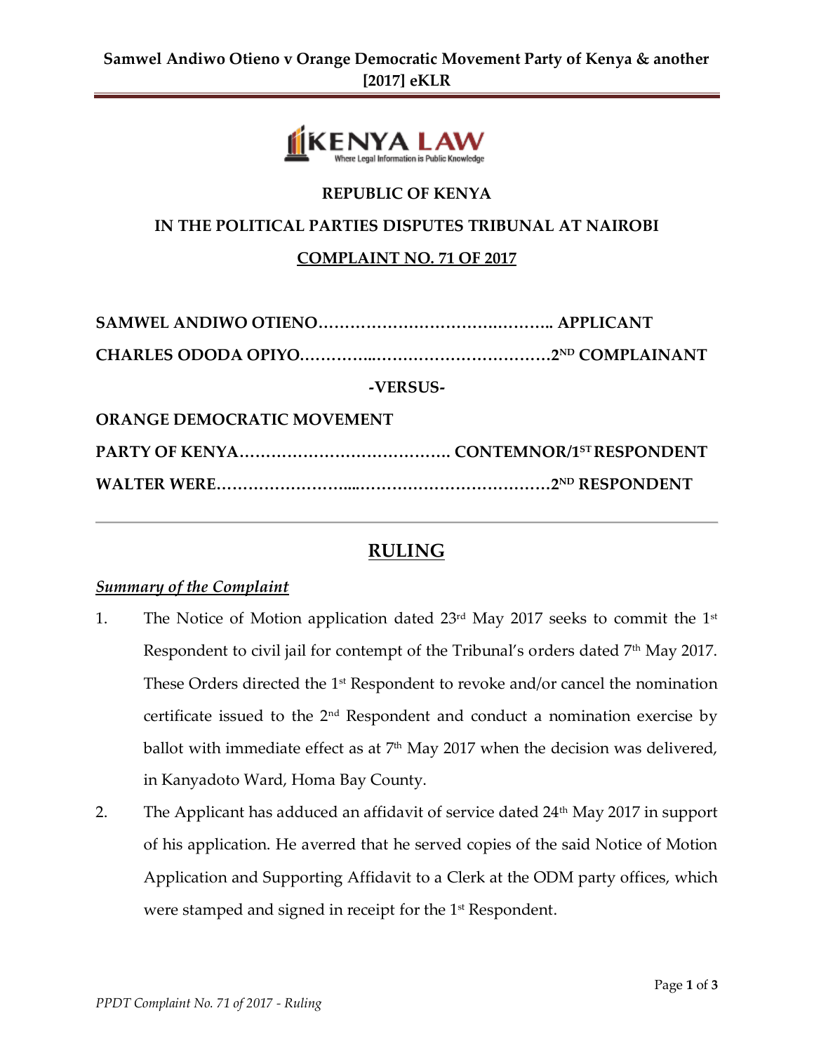**REPUBLIC OF KENYA**

**IN THE POLITICAL PARTIES DISPUTES TRIBUNAL AT NAIROBI**

**COMPLAINT NO. 71 OF 2017**

**SAMWEL ANDIWO OTIENO……………………………….……….. APPLICANT**

**CHARLES ODODA OPIYO…………..……………………………2ND COMPLAINANT**

**-VERSUS-**

**ORANGE DEMOCRATIC MOVEMENT**

**PARTY OF KENYA…………………………………. CONTEMNOR/1ST RESPONDENT**

**WALTER WERE……………………...………………………………2ND RESPONDENT**

---

## RULING

***Summary of the Complaint***

1. The Notice of Motion application dated 23rd May 2017 seeks to commit the 1st Respondent to civil jail for contempt of the Tribunal's orders dated 7th May 2017. These Orders directed the 1st Respondent to revoke and/or cancel the nomination certificate issued to the 2nd Respondent and conduct a nomination exercise by ballot with immediate effect as at 7th May 2017 when the decision was delivered, in Kanyadoto Ward, Homa Bay County.

2. The Applicant has adduced an affidavit of service dated 24th May 2017 in support of his application. He averred that he served copies of the said Notice of Motion Application and Supporting Affidavit to a Clerk at the ODM party offices, which were stamped and signed in receipt for the 1st Respondent.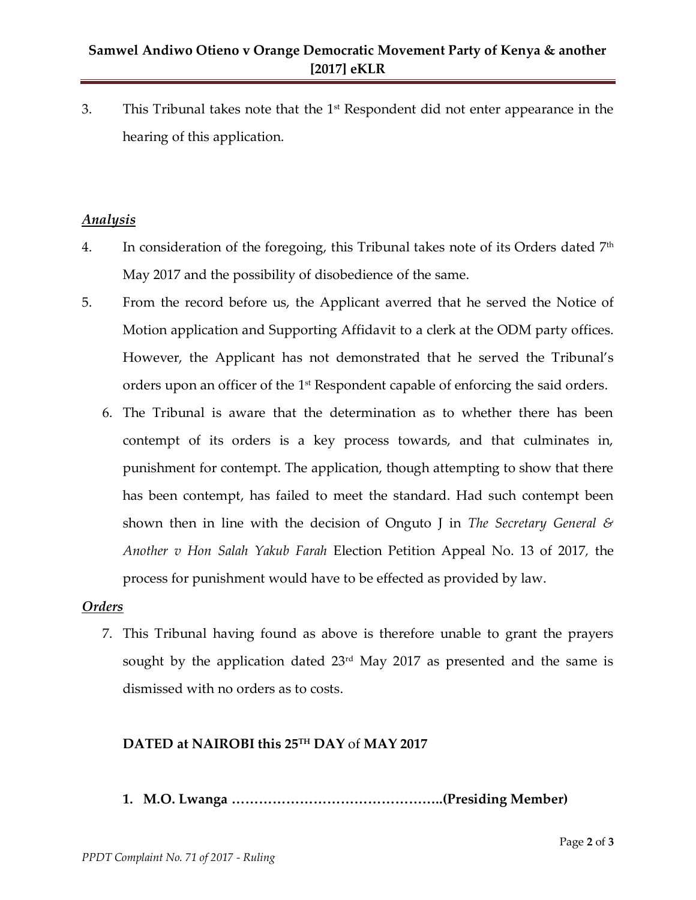3. This Tribunal takes note that the 1st Respondent did not enter appearance in the hearing of this application.

***Analysis***

4. In consideration of the foregoing, this Tribunal takes note of its Orders dated 7th May 2017 and the possibility of disobedience of the same.

5. From the record before us, the Applicant averred that he served the Notice of Motion application and Supporting Affidavit to a clerk at the ODM party offices. However, the Applicant has not demonstrated that he served the Tribunal's orders upon an officer of the 1st Respondent capable of enforcing the said orders.

6. The Tribunal is aware that the determination as to whether there has been contempt of its orders is a key process towards, and that culminates in, punishment for contempt. The application, though attempting to show that there has been contempt, has failed to meet the standard. Had such contempt been shown then in line with the decision of Onguto J in *The Secretary General & Another v Hon Salah Yakub Farah* Election Petition Appeal No. 13 of 2017, the process for punishment would have to be effected as provided by law.

***Orders***

7. This Tribunal having found as above is therefore unable to grant the prayers sought by the application dated 23rd May 2017 as presented and the same is dismissed with no orders as to costs.

**DATED at NAIROBI this 25TH DAY** of **MAY 2017**

1. **M.O. Lwanga ………………………………………..(Presiding Member)**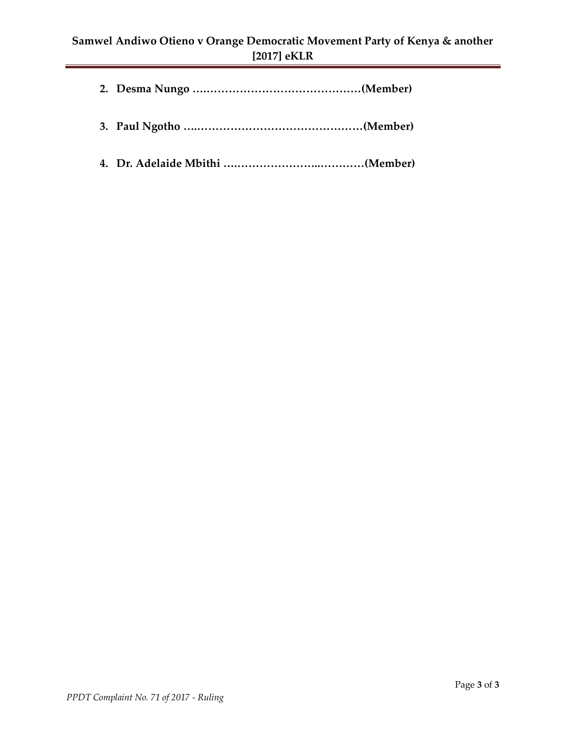2. **Desma Nungo ……………………………………….(Member)**

3. **Paul Ngotho ………………………………………..(Member)**

4. **Dr. Adelaide Mbithi …………………..…………(Member)**